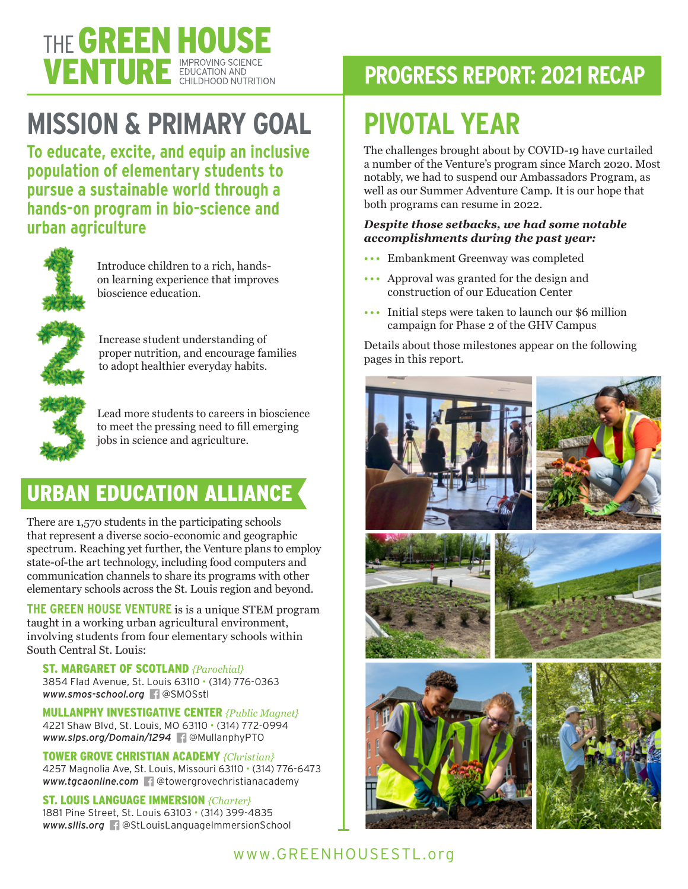# THE GREEN HOUSE VENTURE

IMPROVING SCIENCE EDUCATION AND CHILDHOOD NUTRITION

## MISSION & PRIMARY GOAL

**To educate, excite, and equip an inclusive population of elementary students to pursue a sustainable world through a hands-on program in bio-science and urban agriculture**

1. Introduce children to a rich, hands-on learning experience that improves bioscience education.
2. Increase student understanding of proper nutrition, and encourage families to adopt healthier everyday habits.
3. Lead more students to careers in bioscience to meet the pressing need to fill emerging jobs in science and agriculture.

## URBAN EDUCATION ALLIANCE

There are 1,570 students in the participating schools that represent a diverse socio-economic and geographic spectrum. Reaching yet further, the Venture plans to employ state-of-the art technology, including food computers and communication channels to share its programs with other elementary schools across the St. Louis region and beyond.

**THE GREEN HOUSE VENTURE** is is a unique STEM program taught in a working urban agricultural environment, involving students from four elementary schools within South Central St. Louis:

**ST. MARGARET OF SCOTLAND** *{Parochial}*
3854 Flad Avenue, St. Louis 63110 • (314) 776-0363
*www.smos-school.org* @SMOSstl

**MULLANPHY INVESTIGATIVE CENTER** *{Public Magnet}*
4221 Shaw Blvd, St. Louis, MO 63110 • (314) 772-0994
*www.slps.org/Domain/1294* @MullanphyPTO

**TOWER GROVE CHRISTIAN ACADEMY** *{Christian}*
4257 Magnolia Ave, St. Louis, Missouri 63110 • (314) 776-6473
*www.tgcaonline.com* @towergrovechristianacademy

**ST. LOUIS LANGUAGE IMMERSION** *{Charter}*
1881 Pine Street, St. Louis 63103 • (314) 399-4835
*www.sllis.org* @StLouisLanguageImmersionSchool

## PROGRESS REPORT: 2021 RECAP

## PIVOTAL YEAR

The challenges brought about by COVID-19 have curtailed a number of the Venture's program since March 2020. Most notably, we had to suspend our Ambassadors Program, as well as our Summer Adventure Camp. It is our hope that both programs can resume in 2022.

***Despite those setbacks, we had some notable accomplishments during the past year:***

- Embankment Greenway was completed
- Approval was granted for the design and construction of our Education Center
- Initial steps were taken to launch our $6 million campaign for Phase 2 of the GHV Campus

Details about those milestones appear on the following pages in this report.

www.GREENHOUSESTL.org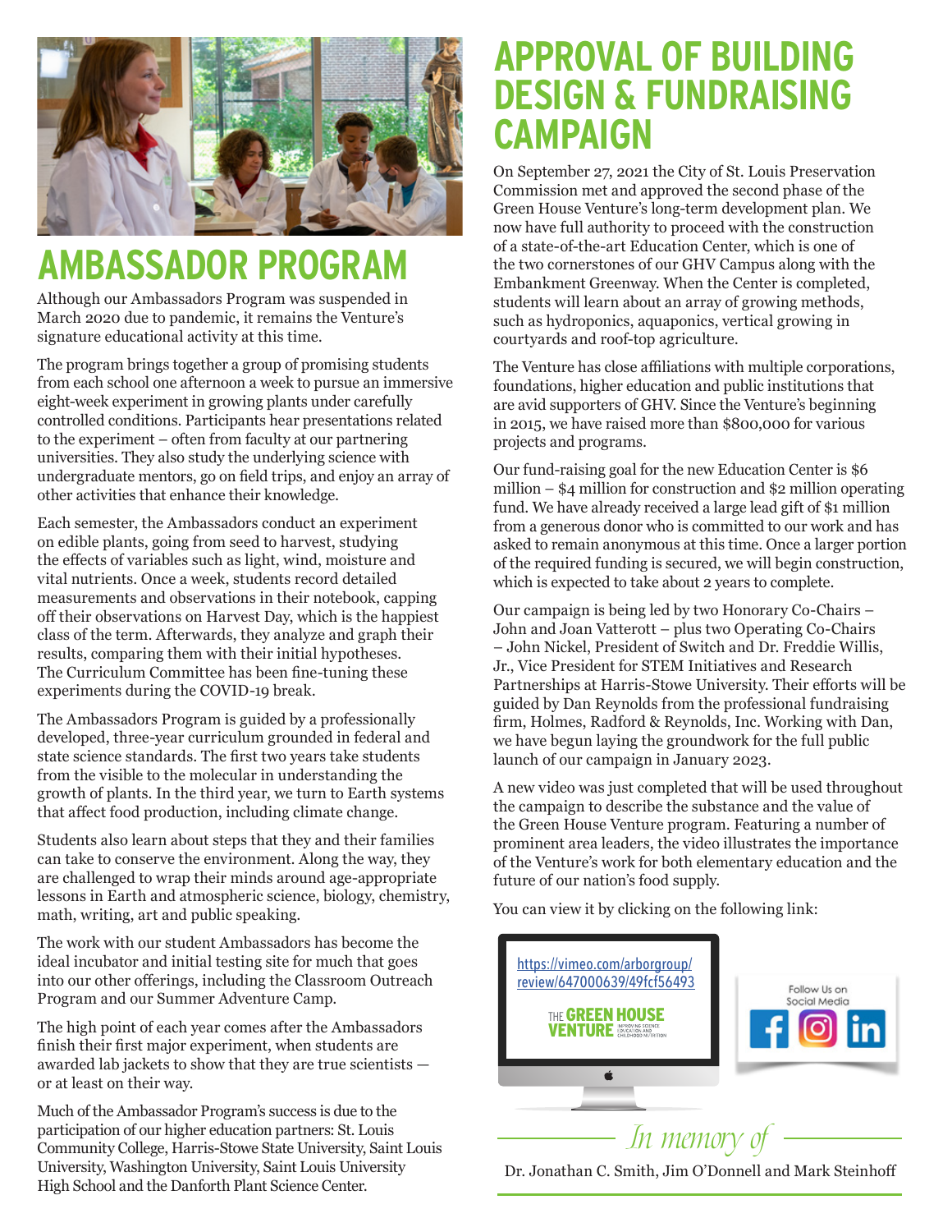# AMBASSADOR PROGRAM

Although our Ambassadors Program was suspended in March 2020 due to pandemic, it remains the Venture's signature educational activity at this time.

The program brings together a group of promising students from each school one afternoon a week to pursue an immersive eight-week experiment in growing plants under carefully controlled conditions. Participants hear presentations related to the experiment – often from faculty at our partnering universities. They also study the underlying science with undergraduate mentors, go on field trips, and enjoy an array of other activities that enhance their knowledge.

Each semester, the Ambassadors conduct an experiment on edible plants, going from seed to harvest, studying the effects of variables such as light, wind, moisture and vital nutrients. Once a week, students record detailed measurements and observations in their notebook, capping off their observations on Harvest Day, which is the happiest class of the term. Afterwards, they analyze and graph their results, comparing them with their initial hypotheses. The Curriculum Committee has been fine-tuning these experiments during the COVID-19 break.

The Ambassadors Program is guided by a professionally developed, three-year curriculum grounded in federal and state science standards. The first two years take students from the visible to the molecular in understanding the growth of plants. In the third year, we turn to Earth systems that affect food production, including climate change.

Students also learn about steps that they and their families can take to conserve the environment. Along the way, they are challenged to wrap their minds around age-appropriate lessons in Earth and atmospheric science, biology, chemistry, math, writing, art and public speaking.

The work with our student Ambassadors has become the ideal incubator and initial testing site for much that goes into our other offerings, including the Classroom Outreach Program and our Summer Adventure Camp.

The high point of each year comes after the Ambassadors finish their first major experiment, when students are awarded lab jackets to show that they are true scientists — or at least on their way.

Much of the Ambassador Program's success is due to the participation of our higher education partners: St. Louis Community College, Harris-Stowe State University, Saint Louis University, Washington University, Saint Louis University High School and the Danforth Plant Science Center.

# APPROVAL OF BUILDING DESIGN & FUNDRAISING CAMPAIGN

On September 27, 2021 the City of St. Louis Preservation Commission met and approved the second phase of the Green House Venture's long-term development plan. We now have full authority to proceed with the construction of a state-of-the-art Education Center, which is one of the two cornerstones of our GHV Campus along with the Embankment Greenway. When the Center is completed, students will learn about an array of growing methods, such as hydroponics, aquaponics, vertical growing in courtyards and roof-top agriculture.

The Venture has close affiliations with multiple corporations, foundations, higher education and public institutions that are avid supporters of GHV. Since the Venture's beginning in 2015, we have raised more than $800,000 for various projects and programs.

Our fund-raising goal for the new Education Center is $6 million – $4 million for construction and $2 million operating fund. We have already received a large lead gift of $1 million from a generous donor who is committed to our work and has asked to remain anonymous at this time. Once a larger portion of the required funding is secured, we will begin construction, which is expected to take about 2 years to complete.

Our campaign is being led by two Honorary Co-Chairs – John and Joan Vatterott – plus two Operating Co-Chairs – John Nickel, President of Switch and Dr. Freddie Willis, Jr., Vice President for STEM Initiatives and Research Partnerships at Harris-Stowe University. Their efforts will be guided by Dan Reynolds from the professional fundraising firm, Holmes, Radford & Reynolds, Inc. Working with Dan, we have begun laying the groundwork for the full public launch of our campaign in January 2023.

A new video was just completed that will be used throughout the campaign to describe the substance and the value of the Green House Venture program. Featuring a number of prominent area leaders, the video illustrates the importance of the Venture's work for both elementary education and the future of our nation's food supply.

You can view it by clicking on the following link:

https://vimeo.com/arborgroup/review/647000639/49fcf56493

THE GREEN HOUSE VENTURE — IMPROVING SCIENCE EDUCATION AND CHILDHOOD NUTRITION

Follow Us on Social Media

*In memory of*

Dr. Jonathan C. Smith, Jim O'Donnell and Mark Steinhoff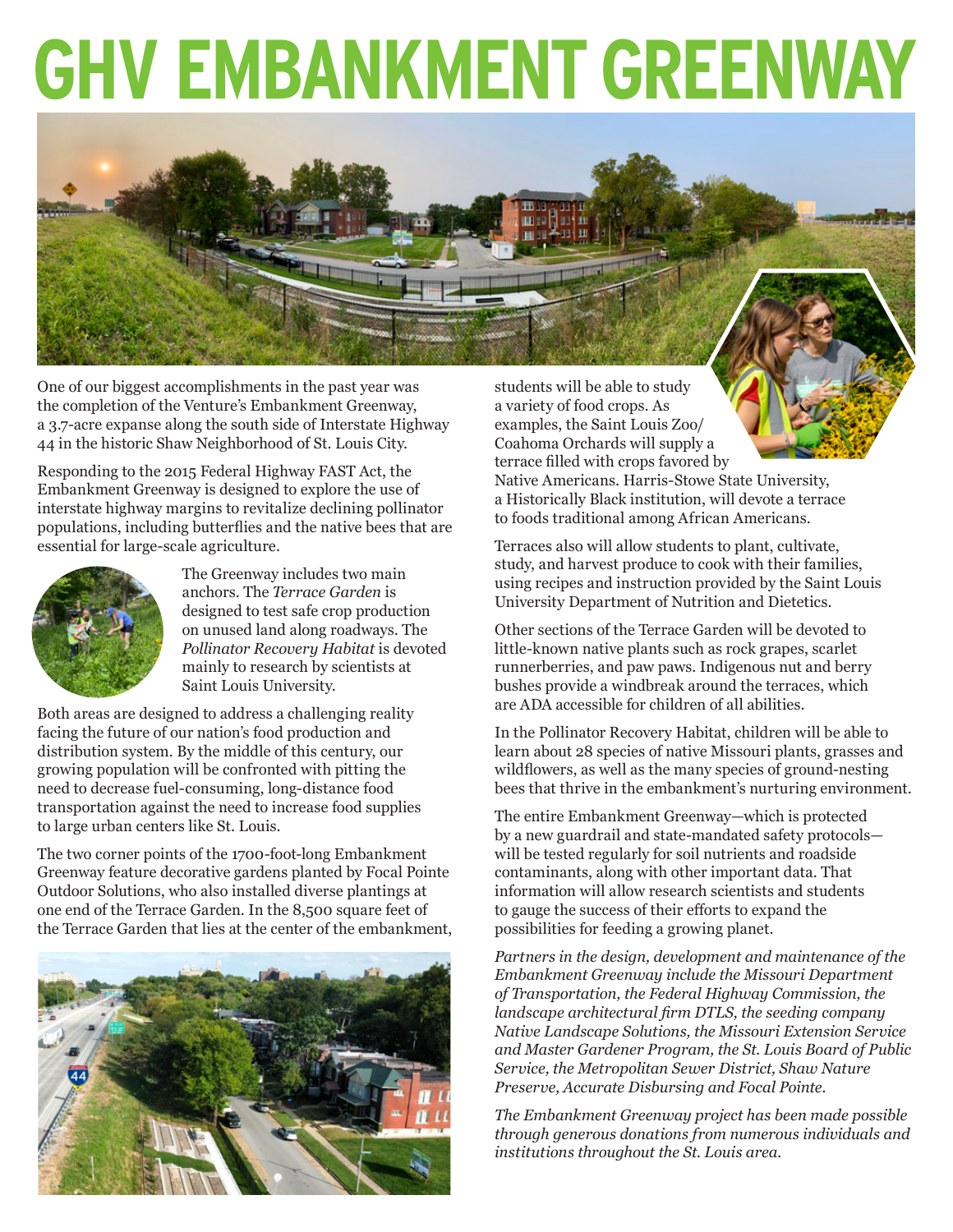# GHV EMBANKMENT GREENWAY

One of our biggest accomplishments in the past year was the completion of the Venture's Embankment Greenway, a 3.7-acre expanse along the south side of Interstate Highway 44 in the historic Shaw Neighborhood of St. Louis City.

Responding to the 2015 Federal Highway FAST Act, the Embankment Greenway is designed to explore the use of interstate highway margins to revitalize declining pollinator populations, including butterflies and the native bees that are essential for large-scale agriculture.

The Greenway includes two main anchors. The *Terrace Garden* is designed to test safe crop production on unused land along roadways. The *Pollinator Recovery Habitat* is devoted mainly to research by scientists at Saint Louis University.

Both areas are designed to address a challenging reality facing the future of our nation's food production and distribution system. By the middle of this century, our growing population will be confronted with pitting the need to decrease fuel-consuming, long-distance food transportation against the need to increase food supplies to large urban centers like St. Louis.

The two corner points of the 1700-foot-long Embankment Greenway feature decorative gardens planted by Focal Pointe Outdoor Solutions, who also installed diverse plantings at one end of the Terrace Garden. In the 8,500 square feet of the Terrace Garden that lies at the center of the embankment, students will be able to study a variety of food crops. As examples, the Saint Louis Zoo/ Coahoma Orchards will supply a terrace filled with crops favored by Native Americans. Harris-Stowe State University, a Historically Black institution, will devote a terrace to foods traditional among African Americans.

Terraces also will allow students to plant, cultivate, study, and harvest produce to cook with their families, using recipes and instruction provided by the Saint Louis University Department of Nutrition and Dietetics.

Other sections of the Terrace Garden will be devoted to little-known native plants such as rock grapes, scarlet runnerberries, and paw paws. Indigenous nut and berry bushes provide a windbreak around the terraces, which are ADA accessible for children of all abilities.

In the Pollinator Recovery Habitat, children will be able to learn about 28 species of native Missouri plants, grasses and wildflowers, as well as the many species of ground-nesting bees that thrive in the embankment's nurturing environment.

The entire Embankment Greenway—which is protected by a new guardrail and state-mandated safety protocols—will be tested regularly for soil nutrients and roadside contaminants, along with other important data. That information will allow research scientists and students to gauge the success of their efforts to expand the possibilities for feeding a growing planet.

*Partners in the design, development and maintenance of the Embankment Greenway include the Missouri Department of Transportation, the Federal Highway Commission, the landscape architectural firm DTLS, the seeding company Native Landscape Solutions, the Missouri Extension Service and Master Gardener Program, the St. Louis Board of Public Service, the Metropolitan Sewer District, Shaw Nature Preserve, Accurate Disbursing and Focal Pointe.*

*The Embankment Greenway project has been made possible through generous donations from numerous individuals and institutions throughout the St. Louis area.*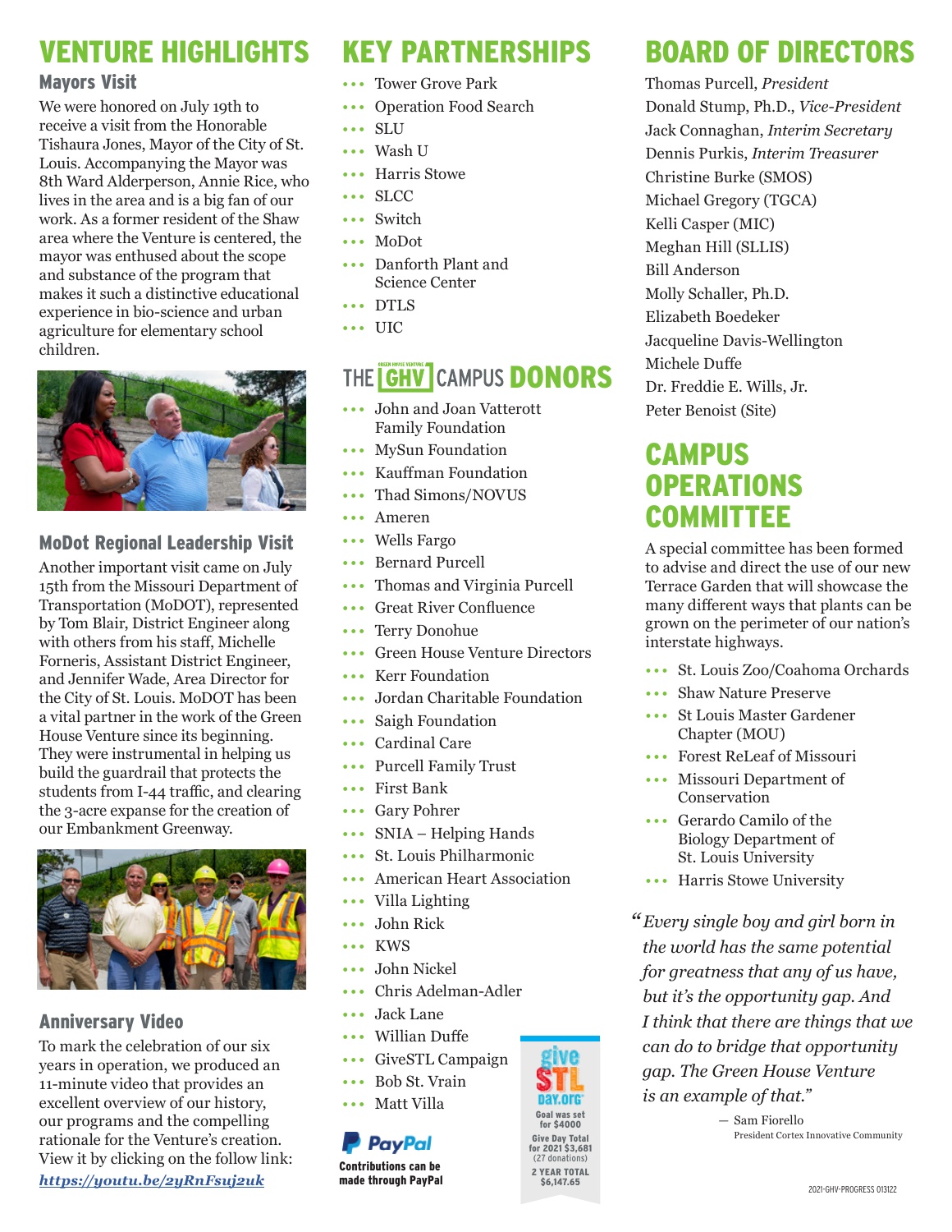# VENTURE HIGHLIGHTS

### Mayors Visit

We were honored on July 19th to receive a visit from the Honorable Tishaura Jones, Mayor of the City of St. Louis. Accompanying the Mayor was 8th Ward Alderperson, Annie Rice, who lives in the area and is a big fan of our work. As a former resident of the Shaw area where the Venture is centered, the mayor was enthused about the scope and substance of the program that makes it such a distinctive educational experience in bio-science and urban agriculture for elementary school children.

### MoDot Regional Leadership Visit

Another important visit came on July 15th from the Missouri Department of Transportation (MoDOT), represented by Tom Blair, District Engineer along with others from his staff, Michelle Forneris, Assistant District Engineer, and Jennifer Wade, Area Director for the City of St. Louis. MoDOT has been a vital partner in the work of the Green House Venture since its beginning. They were instrumental in helping us build the guardrail that protects the students from I-44 traffic, and clearing the 3-acre expanse for the creation of our Embankment Greenway.

### Anniversary Video

To mark the celebration of our six years in operation, we produced an 11-minute video that provides an excellent overview of our history, our programs and the compelling rationale for the Venture's creation. View it by clicking on the follow link: ***https://youtu.be/2yRnFsuj2uk***

# KEY PARTNERSHIPS

- Tower Grove Park
- Operation Food Search
- SLU
- Wash U
- Harris Stowe
- SLCC
- Switch
- MoDot
- Danforth Plant and Science Center
- DTLS
- UIC

# THE GHV CAMPUS DONORS

- John and Joan Vatterott Family Foundation
- MySun Foundation
- Kauffman Foundation
- Thad Simons/NOVUS
- Ameren
- Wells Fargo
- Bernard Purcell
- Thomas and Virginia Purcell
- Great River Confluence
- Terry Donohue
- Green House Venture Directors
- Kerr Foundation
- Jordan Charitable Foundation
- Saigh Foundation
- Cardinal Care
- Purcell Family Trust
- First Bank
- Gary Pohrer
- SNIA – Helping Hands
- St. Louis Philharmonic
- American Heart Association
- Villa Lighting
- John Rick
- KWS
- John Nickel
- Chris Adelman-Adler
- Jack Lane
- Willian Duffe
- GiveSTL Campaign
- Bob St. Vrain
- Matt Villa

PayPal
**Contributions can be made through PayPal**

give STL day.org
Goal was set for $4000
Give Day Total for 2021 $3,681 (27 donations)
2 YEAR TOTAL $6,147.65

# BOARD OF DIRECTORS

Thomas Purcell, *President*
Donald Stump, Ph.D., *Vice-President*
Jack Connaghan, *Interim Secretary*
Dennis Purkis, *Interim Treasurer*
Christine Burke (SMOS)
Michael Gregory (TGCA)
Kelli Casper (MIC)
Meghan Hill (SLLIS)
Bill Anderson
Molly Schaller, Ph.D.
Elizabeth Boedeker
Jacqueline Davis-Wellington
Michele Duffe
Dr. Freddie E. Wills, Jr.
Peter Benoist (Site)

# CAMPUS OPERATIONS COMMITTEE

A special committee has been formed to advise and direct the use of our new Terrace Garden that will showcase the many different ways that plants can be grown on the perimeter of our nation's interstate highways.

- St. Louis Zoo/Coahoma Orchards
- Shaw Nature Preserve
- St Louis Master Gardener Chapter (MOU)
- Forest ReLeaf of Missouri
- Missouri Department of Conservation
- Gerardo Camilo of the Biology Department of St. Louis University
- Harris Stowe University

*"Every single boy and girl born in the world has the same potential for greatness that any of us have, but it's the opportunity gap. And I think that there are things that we can do to bridge that opportunity gap. The Green House Venture is an example of that."*

— Sam Fiorello
President Cortex Innovative Community

2021-GHV-PROGRESS 013122